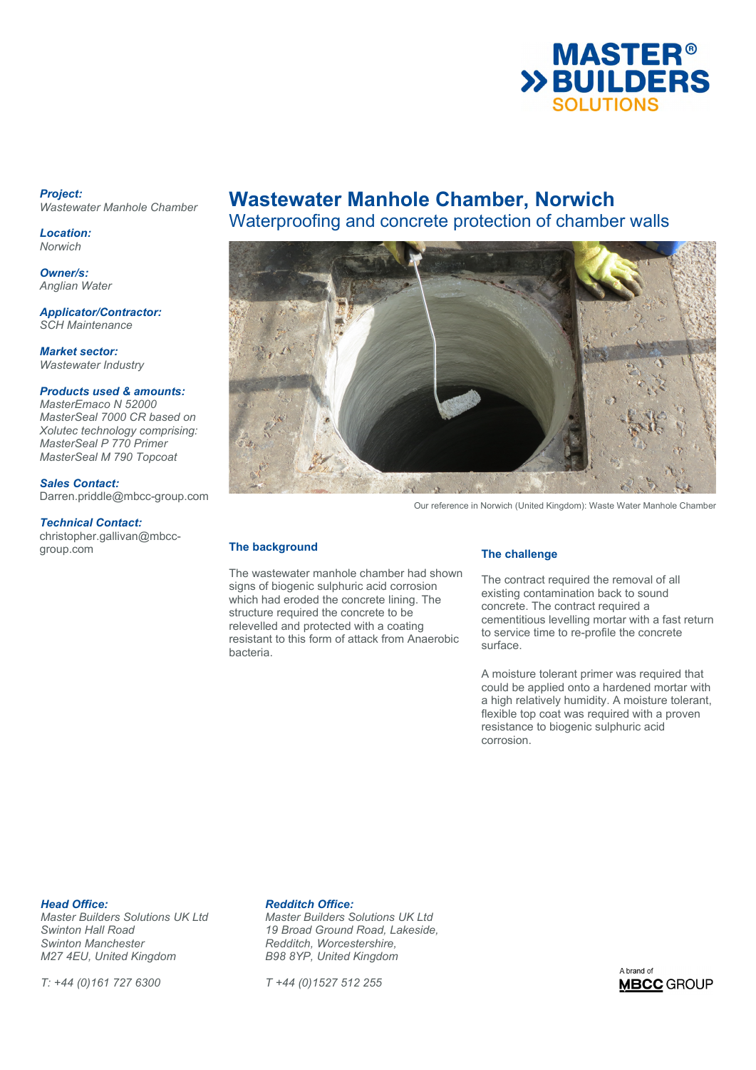# Wastewater Manhole Chamber, Norwich

## Waterproofing and concrete protection of chamber walls

***Project:***
*Wastewater Manhole Chamber*

***Location:***
*Norwich*

***Owner/s:***
*Anglian Water*

***Applicator/Contractor:***
*SCH Maintenance*

***Market sector:***
*Wastewater Industry*

***Products used & amounts:***
*MasterEmaco N 52000*
*MasterSeal 7000 CR based on Xolutec technology comprising:*
*MasterSeal P 770 Primer*
*MasterSeal M 790 Topcoat*

***Sales Contact:***
Darren.priddle@mbcc-group.com

***Technical Contact:***
christopher.gallivan@mbcc-group.com

Our reference in Norwich (United Kingdom): Waste Water Manhole Chamber

### The background

The wastewater manhole chamber had shown signs of biogenic sulphuric acid corrosion which had eroded the concrete lining. The structure required the concrete to be relevelled and protected with a coating resistant to this form of attack from Anaerobic bacteria.

### The challenge

The contract required the removal of all existing contamination back to sound concrete. The contract required a cementitious levelling mortar with a fast return to service time to re-profile the concrete surface.

A moisture tolerant primer was required that could be applied onto a hardened mortar with a high relatively humidity. A moisture tolerant, flexible top coat was required with a proven resistance to biogenic sulphuric acid corrosion.

***Head Office:***
*Master Builders Solutions UK Ltd*
*Swinton Hall Road*
*Swinton Manchester*
*M27 4EU, United Kingdom*

*T: +44 (0)161 727 6300*

***Redditch Office:***
*Master Builders Solutions UK Ltd*
*19 Broad Ground Road, Lakeside,*
*Redditch, Worcestershire,*
*B98 8YP, United Kingdom*

*T +44 (0)1527 512 255*

A brand of MBCC GROUP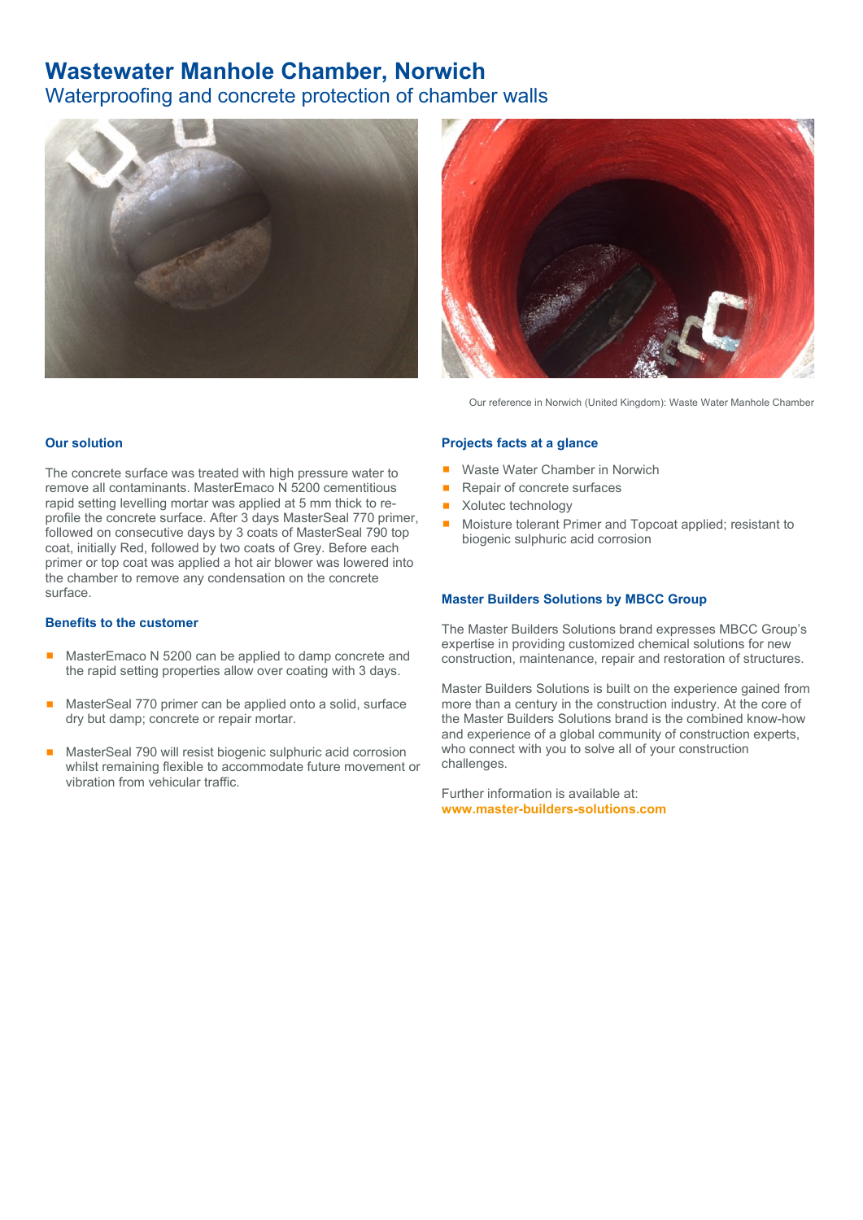# Wastewater Manhole Chamber, Norwich

## Waterproofing and concrete protection of chamber walls

Our reference in Norwich (United Kingdom): Waste Water Manhole Chamber

### Our solution

The concrete surface was treated with high pressure water to remove all contaminants. MasterEmaco N 5200 cementitious rapid setting levelling mortar was applied at 5 mm thick to re-profile the concrete surface. After 3 days MasterSeal 770 primer, followed on consecutive days by 3 coats of MasterSeal 790 top coat, initially Red, followed by two coats of Grey. Before each primer or top coat was applied a hot air blower was lowered into the chamber to remove any condensation on the concrete surface.

### Benefits to the customer

- MasterEmaco N 5200 can be applied to damp concrete and the rapid setting properties allow over coating with 3 days.
- MasterSeal 770 primer can be applied onto a solid, surface dry but damp; concrete or repair mortar.
- MasterSeal 790 will resist biogenic sulphuric acid corrosion whilst remaining flexible to accommodate future movement or vibration from vehicular traffic.

### Projects facts at a glance

- Waste Water Chamber in Norwich
- Repair of concrete surfaces
- Xolutec technology
- Moisture tolerant Primer and Topcoat applied; resistant to biogenic sulphuric acid corrosion

### Master Builders Solutions by MBCC Group

The Master Builders Solutions brand expresses MBCC Group's expertise in providing customized chemical solutions for new construction, maintenance, repair and restoration of structures.

Master Builders Solutions is built on the experience gained from more than a century in the construction industry. At the core of the Master Builders Solutions brand is the combined know-how and experience of a global community of construction experts, who connect with you to solve all of your construction challenges.

Further information is available at:
**www.master-builders-solutions.com**